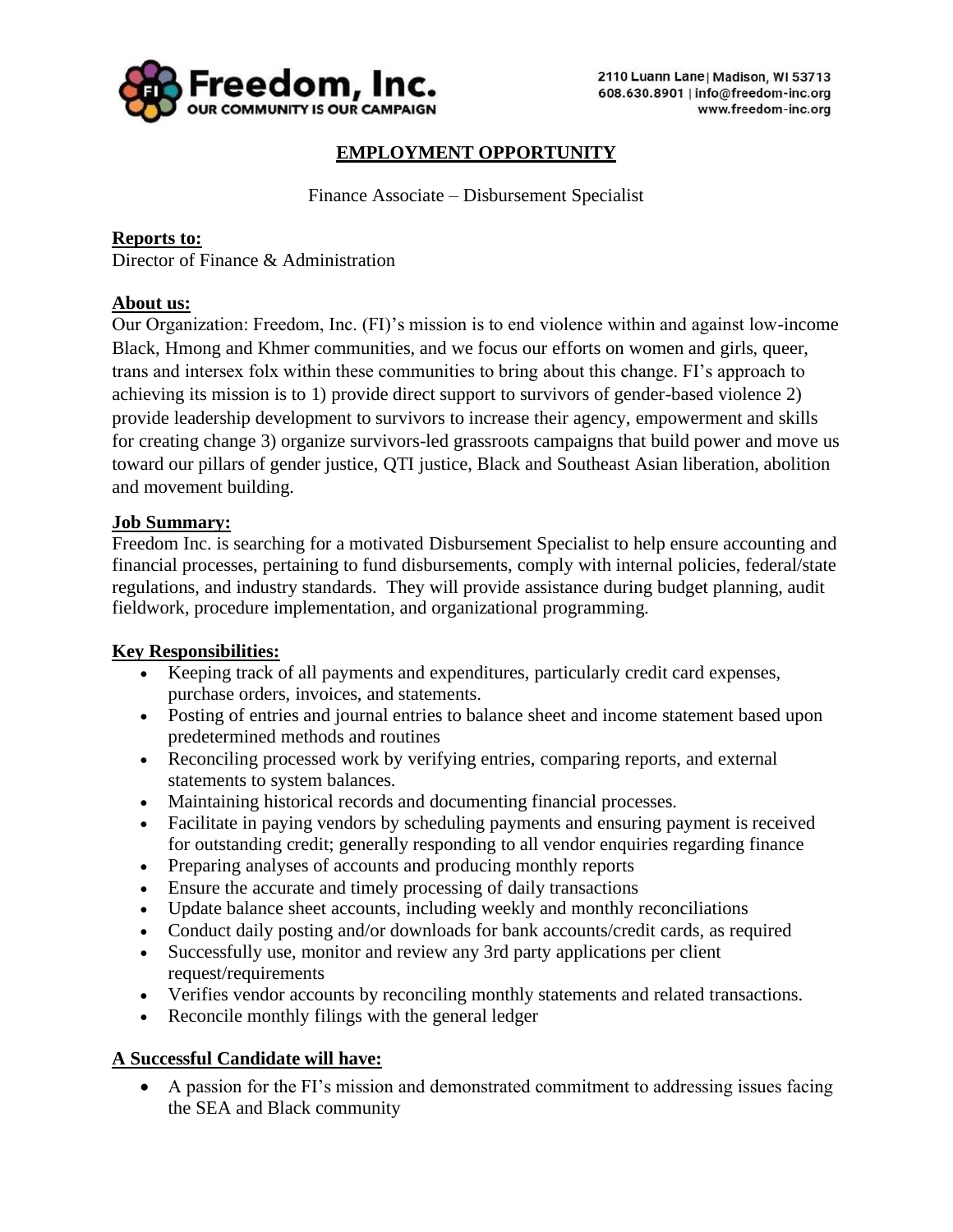**Freedom, Inc.**
**OUR COMMUNITY IS OUR CAMPAIGN**

2110 Luann Lane | Madison, WI 53713
608.630.8901 | info@freedom-inc.org
www.freedom-inc.org

# EMPLOYMENT OPPORTUNITY

Finance Associate – Disbursement Specialist

**Reports to:**
Director of Finance & Administration

**About us:**
Our Organization: Freedom, Inc. (FI)'s mission is to end violence within and against low-income Black, Hmong and Khmer communities, and we focus our efforts on women and girls, queer, trans and intersex folx within these communities to bring about this change. FI's approach to achieving its mission is to 1) provide direct support to survivors of gender-based violence 2) provide leadership development to survivors to increase their agency, empowerment and skills for creating change 3) organize survivors-led grassroots campaigns that build power and move us toward our pillars of gender justice, QTI justice, Black and Southeast Asian liberation, abolition and movement building.

**Job Summary:**
Freedom Inc. is searching for a motivated Disbursement Specialist to help ensure accounting and financial processes, pertaining to fund disbursements, comply with internal policies, federal/state regulations, and industry standards. They will provide assistance during budget planning, audit fieldwork, procedure implementation, and organizational programming.

**Key Responsibilities:**

- Keeping track of all payments and expenditures, particularly credit card expenses, purchase orders, invoices, and statements.
- Posting of entries and journal entries to balance sheet and income statement based upon predetermined methods and routines
- Reconciling processed work by verifying entries, comparing reports, and external statements to system balances.
- Maintaining historical records and documenting financial processes.
- Facilitate in paying vendors by scheduling payments and ensuring payment is received for outstanding credit; generally responding to all vendor enquiries regarding finance
- Preparing analyses of accounts and producing monthly reports
- Ensure the accurate and timely processing of daily transactions
- Update balance sheet accounts, including weekly and monthly reconciliations
- Conduct daily posting and/or downloads for bank accounts/credit cards, as required
- Successfully use, monitor and review any 3rd party applications per client request/requirements
- Verifies vendor accounts by reconciling monthly statements and related transactions.
- Reconcile monthly filings with the general ledger

**A Successful Candidate will have:**

- A passion for the FI's mission and demonstrated commitment to addressing issues facing the SEA and Black community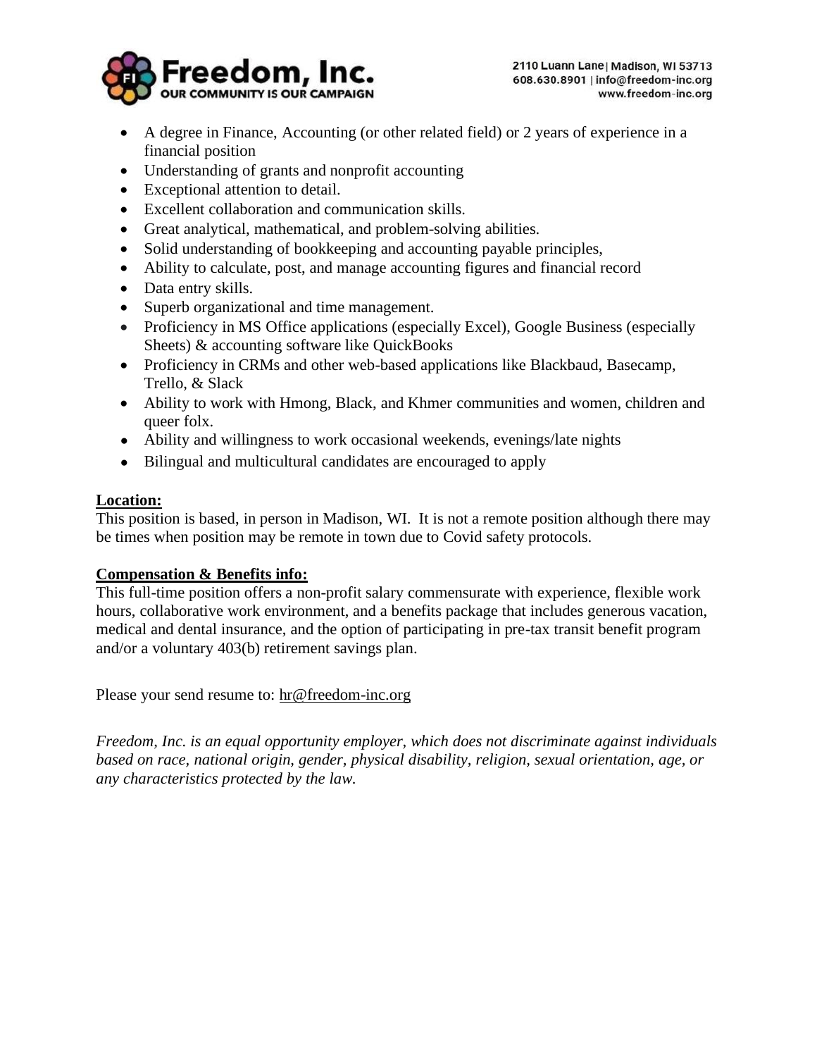- A degree in Finance, Accounting (or other related field) or 2 years of experience in a financial position
- Understanding of grants and nonprofit accounting
- Exceptional attention to detail.
- Excellent collaboration and communication skills.
- Great analytical, mathematical, and problem-solving abilities.
- Solid understanding of bookkeeping and accounting payable principles,
- Ability to calculate, post, and manage accounting figures and financial record
- Data entry skills.
- Superb organizational and time management.
- Proficiency in MS Office applications (especially Excel), Google Business (especially Sheets) & accounting software like QuickBooks
- Proficiency in CRMs and other web-based applications like Blackbaud, Basecamp, Trello, & Slack
- Ability to work with Hmong, Black, and Khmer communities and women, children and queer folx.
- Ability and willingness to work occasional weekends, evenings/late nights
- Bilingual and multicultural candidates are encouraged to apply

**Location:**

This position is based, in person in Madison, WI. It is not a remote position although there may be times when position may be remote in town due to Covid safety protocols.

**Compensation & Benefits info:**

This full-time position offers a non-profit salary commensurate with experience, flexible work hours, collaborative work environment, and a benefits package that includes generous vacation, medical and dental insurance, and the option of participating in pre-tax transit benefit program and/or a voluntary 403(b) retirement savings plan.

Please your send resume to: hr@freedom-inc.org

*Freedom, Inc. is an equal opportunity employer, which does not discriminate against individuals based on race, national origin, gender, physical disability, religion, sexual orientation, age, or any characteristics protected by the law.*